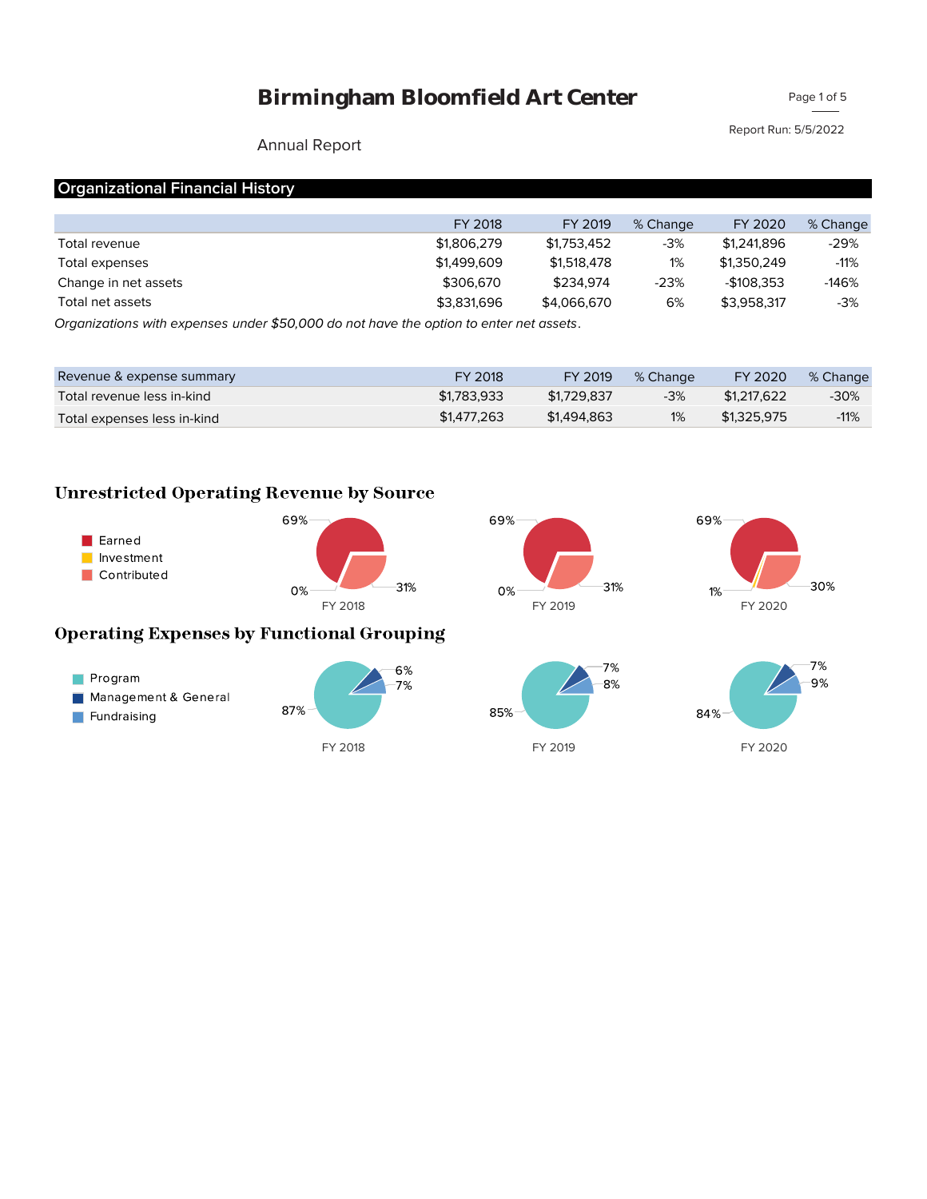# Birmingham Bloomfield Art Center

Annual Report

Report Run: 5/5/2022

## Organizational Financial History

| | FY 2018 | FY 2019 | % Change | FY 2020 | % Change |
|---|---|---|---|---|---|
| Total revenue | $1,806,279 | $1,753,452 | -3% | $1,241,896 | -29% |
| Total expenses | $1,499,609 | $1,518,478 | 1% | $1,350,249 | -11% |
| Change in net assets | $306,670 | $234,974 | -23% | -$108,353 | -146% |
| Total net assets | $3,831,696 | $4,066,670 | 6% | $3,958,317 | -3% |

*Organizations with expenses under $50,000 do not have the option to enter net assets.*

| Revenue & expense summary | FY 2018 | FY 2019 | % Change | FY 2020 | % Change |
|---|---|---|---|---|---|
| Total revenue less in-kind | $1,783,933 | $1,729,837 | -3% | $1,217,622 | -30% |
| Total expenses less in-kind | $1,477,263 | $1,494,863 | 1% | $1,325,975 | -11% |

## Unrestricted Operating Revenue by Source

| | FY 2018 | FY 2019 | FY 2020 |
|---|---|---|---|
| Earned | 69% | 69% | 69% |
| Investment | 0% | 0% | 1% |
| Contributed | 31% | 31% | 30% |

## Operating Expenses by Functional Grouping

| | FY 2018 | FY 2019 | FY 2020 |
|---|---|---|---|
| Program | 87% | 85% | 84% |
| Management & General | 6% | 7% | 7% |
| Fundraising | 7% | 8% | 9% |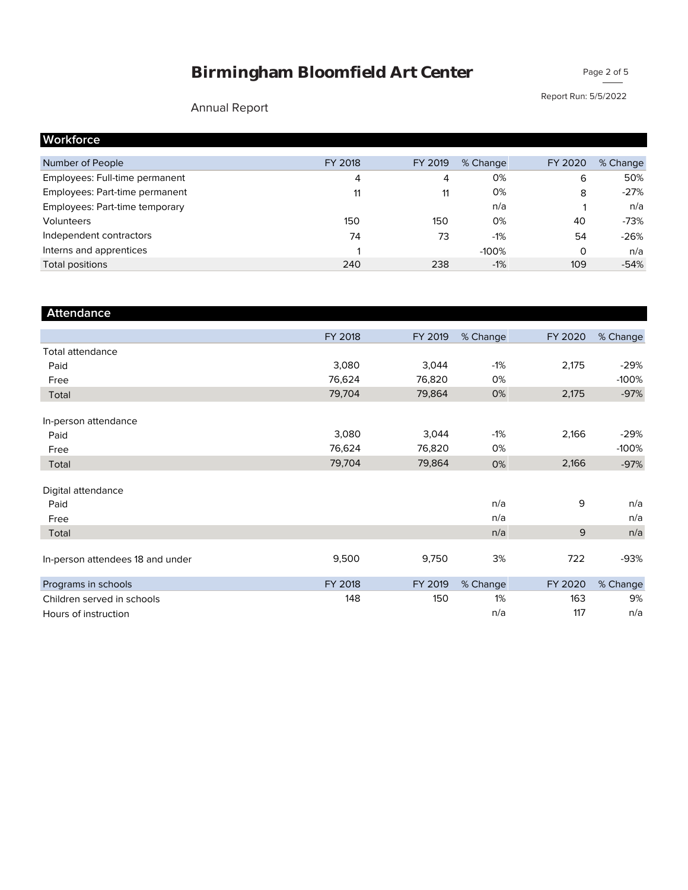# Birmingham Bloomfield Art Center

Annual Report

Report Run: 5/5/2022

## Workforce

| Number of People | FY 2018 | FY 2019 | % Change | FY 2020 | % Change |
|---|---|---|---|---|---|
| Employees: Full-time permanent | 4 | 4 | 0% | 6 | 50% |
| Employees: Part-time permanent | 11 | 11 | 0% | 8 | -27% |
| Employees: Part-time temporary | | | n/a | 1 | n/a |
| Volunteers | 150 | 150 | 0% | 40 | -73% |
| Independent contractors | 74 | 73 | -1% | 54 | -26% |
| Interns and apprentices | 1 | | -100% | 0 | n/a |
| Total positions | 240 | 238 | -1% | 109 | -54% |

## Attendance

| | FY 2018 | FY 2019 | % Change | FY 2020 | % Change |
|---|---|---|---|---|---|
| Total attendance | | | | | |
| Paid | 3,080 | 3,044 | -1% | 2,175 | -29% |
| Free | 76,624 | 76,820 | 0% | | -100% |
| Total | 79,704 | 79,864 | 0% | 2,175 | -97% |
| In-person attendance | | | | | |
| Paid | 3,080 | 3,044 | -1% | 2,166 | -29% |
| Free | 76,624 | 76,820 | 0% | | -100% |
| Total | 79,704 | 79,864 | 0% | 2,166 | -97% |
| Digital attendance | | | | | |
| Paid | | | n/a | 9 | n/a |
| Free | | | n/a | | n/a |
| Total | | | n/a | 9 | n/a |
| In-person attendees 18 and under | 9,500 | 9,750 | 3% | 722 | -93% |

| Programs in schools | FY 2018 | FY 2019 | % Change | FY 2020 | % Change |
|---|---|---|---|---|---|
| Children served in schools | 148 | 150 | 1% | 163 | 9% |
| Hours of instruction | | | n/a | 117 | n/a |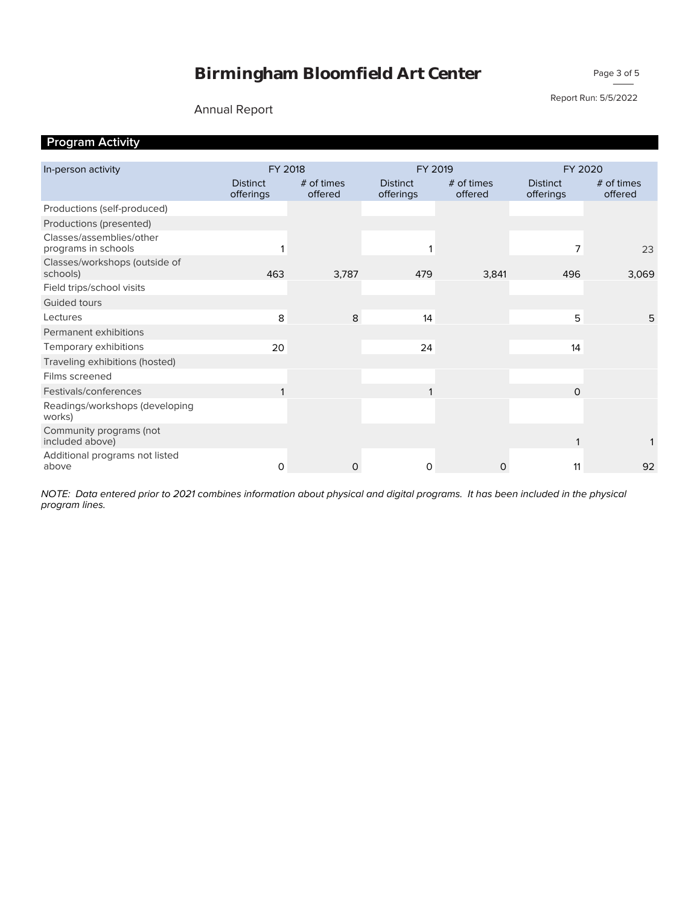# Birmingham Bloomfield Art Center

Annual Report

Report Run: 5/5/2022

## Program Activity

| In-person activity | FY 2018 | | FY 2019 | | FY 2020 | |
|---|---|---|---|---|---|---|
| | Distinct offerings | # of times offered | Distinct offerings | # of times offered | Distinct offerings | # of times offered |
| Productions (self-produced) | | | | | | |
| Productions (presented) | | | | | | |
| Classes/assemblies/other programs in schools | 1 | | 1 | | 7 | 23 |
| Classes/workshops (outside of schools) | 463 | 3,787 | 479 | 3,841 | 496 | 3,069 |
| Field trips/school visits | | | | | | |
| Guided tours | | | | | | |
| Lectures | 8 | 8 | 14 | | 5 | 5 |
| Permanent exhibitions | | | | | | |
| Temporary exhibitions | 20 | | 24 | | 14 | |
| Traveling exhibitions (hosted) | | | | | | |
| Films screened | | | | | | |
| Festivals/conferences | 1 | | 1 | | 0 | |
| Readings/workshops (developing works) | | | | | | |
| Community programs (not included above) | | | | | 1 | 1 |
| Additional programs not listed above | 0 | 0 | 0 | 0 | 11 | 92 |

*NOTE: Data entered prior to 2021 combines information about physical and digital programs. It has been included in the physical program lines.*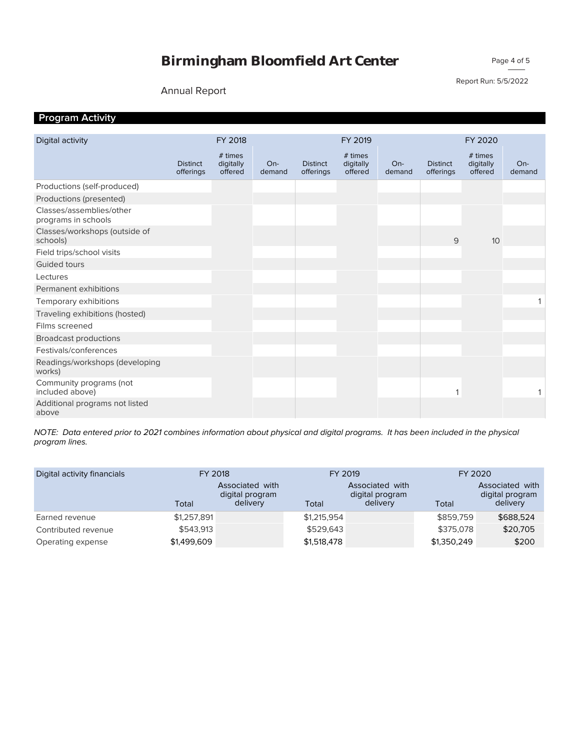# Birmingham Bloomfield Art Center

Annual Report

Report Run: 5/5/2022

## Program Activity

| Digital activity | FY 2018 | | | FY 2019 | | | FY 2020 | | |
|---|---|---|---|---|---|---|---|---|---|
| | Distinct offerings | # times digitally offered | On-demand | Distinct offerings | # times digitally offered | On-demand | Distinct offerings | # times digitally offered | On-demand |
| Productions (self-produced) | | | | | | | | | |
| Productions (presented) | | | | | | | | | |
| Classes/assemblies/other programs in schools | | | | | | | | | |
| Classes/workshops (outside of schools) | | | | | | | 9 | 10 | |
| Field trips/school visits | | | | | | | | | |
| Guided tours | | | | | | | | | |
| Lectures | | | | | | | | | |
| Permanent exhibitions | | | | | | | | | |
| Temporary exhibitions | | | | | | | | | 1 |
| Traveling exhibitions (hosted) | | | | | | | | | |
| Films screened | | | | | | | | | |
| Broadcast productions | | | | | | | | | |
| Festivals/conferences | | | | | | | | | |
| Readings/workshops (developing works) | | | | | | | | | |
| Community programs (not included above) | | | | | | | 1 | | 1 |
| Additional programs not listed above | | | | | | | | | |

*NOTE: Data entered prior to 2021 combines information about physical and digital programs. It has been included in the physical program lines.*

| Digital activity financials | FY 2018 | | FY 2019 | | FY 2020 | |
|---|---|---|---|---|---|---|
| | Total | Associated with digital program delivery | Total | Associated with digital program delivery | Total | Associated with digital program delivery |
| Earned revenue | $1,257,891 | | $1,215,954 | | $859,759 | $688,524 |
| Contributed revenue | $543,913 | | $529,643 | | $375,078 | $20,705 |
| Operating expense | $1,499,609 | | $1,518,478 | | $1,350,249 | $200 |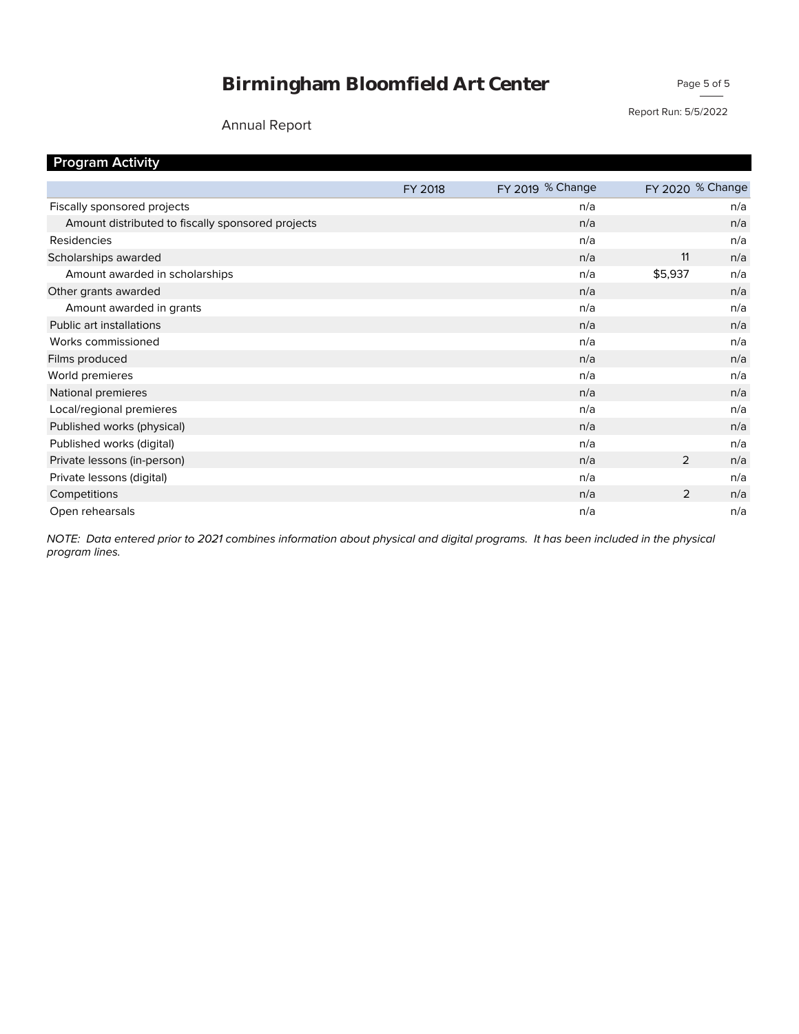# Birmingham Bloomfield Art Center

Annual Report

Report Run: 5/5/2022

## Program Activity

| | FY 2018 | FY 2019 | % Change | FY 2020 | % Change |
|---|---|---|---|---|---|
| Fiscally sponsored projects | | | n/a | | n/a |
| Amount distributed to fiscally sponsored projects | | | n/a | | n/a |
| Residencies | | | n/a | | n/a |
| Scholarships awarded | | | n/a | 11 | n/a |
| Amount awarded in scholarships | | | n/a | $5,937 | n/a |
| Other grants awarded | | | n/a | | n/a |
| Amount awarded in grants | | | n/a | | n/a |
| Public art installations | | | n/a | | n/a |
| Works commissioned | | | n/a | | n/a |
| Films produced | | | n/a | | n/a |
| World premieres | | | n/a | | n/a |
| National premieres | | | n/a | | n/a |
| Local/regional premieres | | | n/a | | n/a |
| Published works (physical) | | | n/a | | n/a |
| Published works (digital) | | | n/a | | n/a |
| Private lessons (in-person) | | | n/a | 2 | n/a |
| Private lessons (digital) | | | n/a | | n/a |
| Competitions | | | n/a | 2 | n/a |
| Open rehearsals | | | n/a | | n/a |

*NOTE: Data entered prior to 2021 combines information about physical and digital programs. It has been included in the physical program lines.*